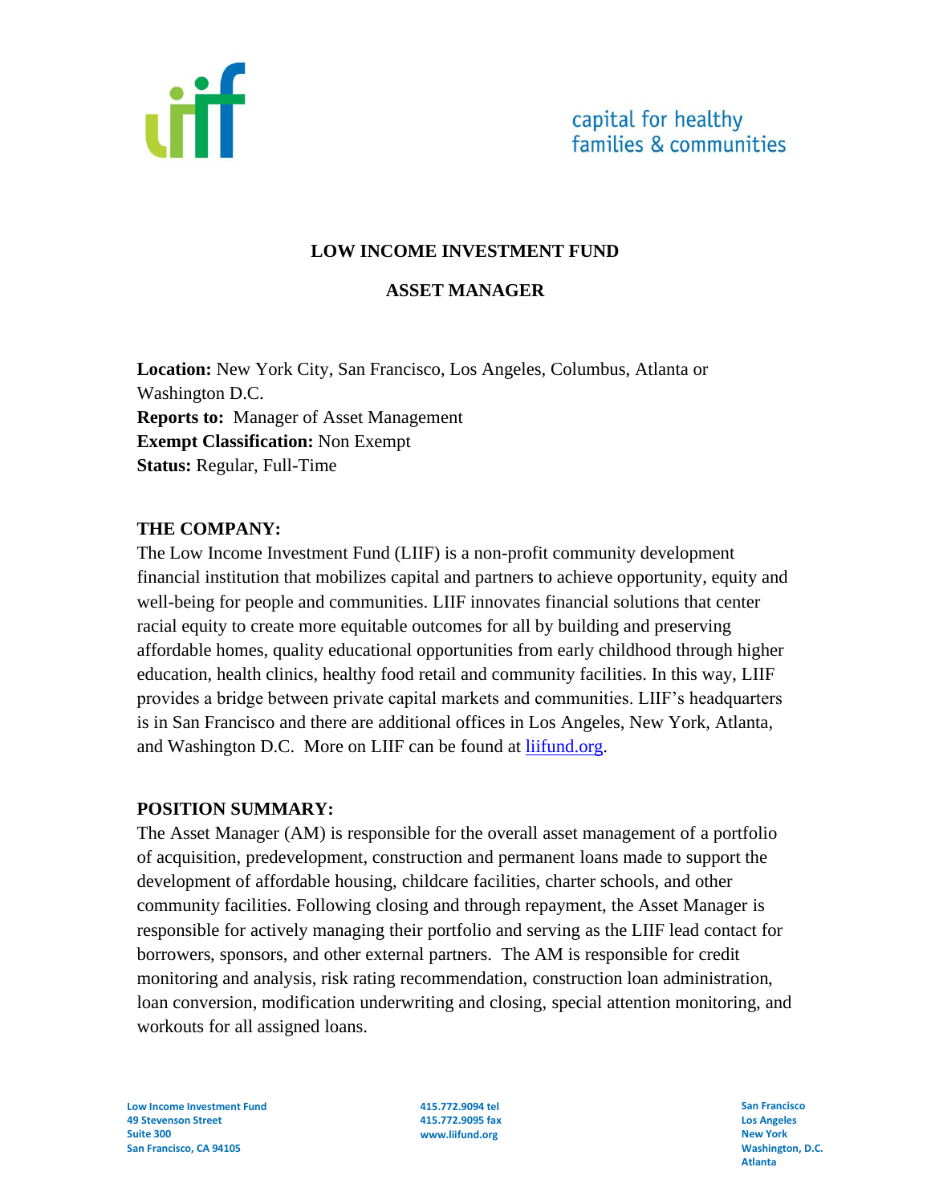capital for healthy families & communities

# LOW INCOME INVESTMENT FUND

## ASSET MANAGER

**Location:** New York City, San Francisco, Los Angeles, Columbus, Atlanta or Washington D.C.
**Reports to:** Manager of Asset Management
**Exempt Classification:** Non Exempt
**Status:** Regular, Full-Time

### THE COMPANY:

The Low Income Investment Fund (LIIF) is a non-profit community development financial institution that mobilizes capital and partners to achieve opportunity, equity and well-being for people and communities. LIIF innovates financial solutions that center racial equity to create more equitable outcomes for all by building and preserving affordable homes, quality educational opportunities from early childhood through higher education, health clinics, healthy food retail and community facilities. In this way, LIIF provides a bridge between private capital markets and communities. LIIF's headquarters is in San Francisco and there are additional offices in Los Angeles, New York, Atlanta, and Washington D.C. More on LIIF can be found at [liifund.org](http://liifund.org).

### POSITION SUMMARY:

The Asset Manager (AM) is responsible for the overall asset management of a portfolio of acquisition, predevelopment, construction and permanent loans made to support the development of affordable housing, childcare facilities, charter schools, and other community facilities. Following closing and through repayment, the Asset Manager is responsible for actively managing their portfolio and serving as the LIIF lead contact for borrowers, sponsors, and other external partners. The AM is responsible for credit monitoring and analysis, risk rating recommendation, construction loan administration, loan conversion, modification underwriting and closing, special attention monitoring, and workouts for all assigned loans.

Low Income Investment Fund
49 Stevenson Street
Suite 300
San Francisco, CA 94105

415.772.9094 tel
415.772.9095 fax
www.liifund.org

San Francisco
Los Angeles
New York
Washington, D.C.
Atlanta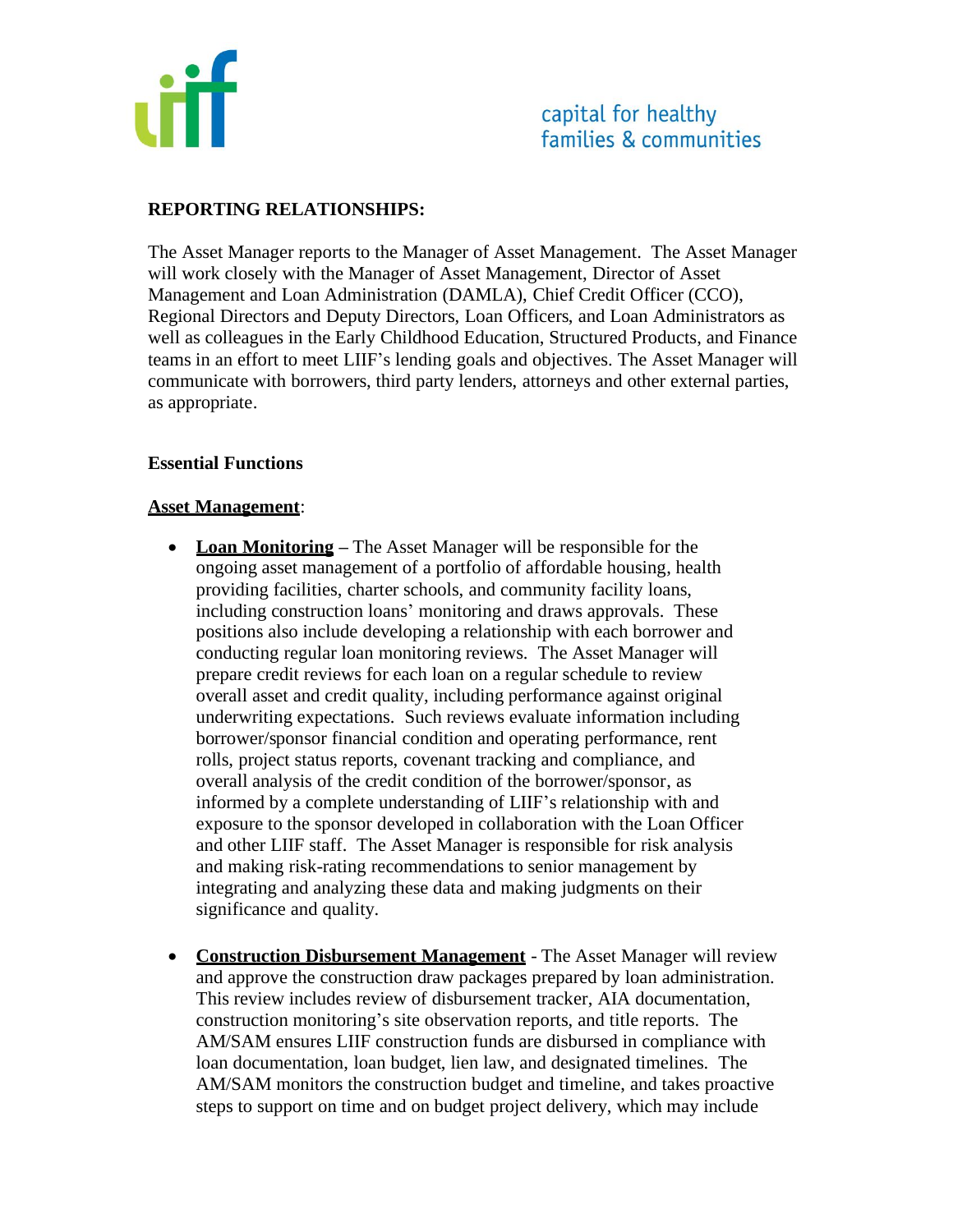**REPORTING RELATIONSHIPS:**

The Asset Manager reports to the Manager of Asset Management. The Asset Manager will work closely with the Manager of Asset Management, Director of Asset Management and Loan Administration (DAMLA), Chief Credit Officer (CCO), Regional Directors and Deputy Directors, Loan Officers, and Loan Administrators as well as colleagues in the Early Childhood Education, Structured Products, and Finance teams in an effort to meet LIIF's lending goals and objectives. The Asset Manager will communicate with borrowers, third party lenders, attorneys and other external parties, as appropriate.

**Essential Functions**

**Asset Management**:

- **Loan Monitoring** – The Asset Manager will be responsible for the ongoing asset management of a portfolio of affordable housing, health providing facilities, charter schools, and community facility loans, including construction loans' monitoring and draws approvals. These positions also include developing a relationship with each borrower and conducting regular loan monitoring reviews. The Asset Manager will prepare credit reviews for each loan on a regular schedule to review overall asset and credit quality, including performance against original underwriting expectations. Such reviews evaluate information including borrower/sponsor financial condition and operating performance, rent rolls, project status reports, covenant tracking and compliance, and overall analysis of the credit condition of the borrower/sponsor, as informed by a complete understanding of LIIF's relationship with and exposure to the sponsor developed in collaboration with the Loan Officer and other LIIF staff. The Asset Manager is responsible for risk analysis and making risk-rating recommendations to senior management by integrating and analyzing these data and making judgments on their significance and quality.

- **Construction Disbursement Management** - The Asset Manager will review and approve the construction draw packages prepared by loan administration. This review includes review of disbursement tracker, AIA documentation, construction monitoring's site observation reports, and title reports. The AM/SAM ensures LIIF construction funds are disbursed in compliance with loan documentation, loan budget, lien law, and designated timelines. The AM/SAM monitors the construction budget and timeline, and takes proactive steps to support on time and on budget project delivery, which may include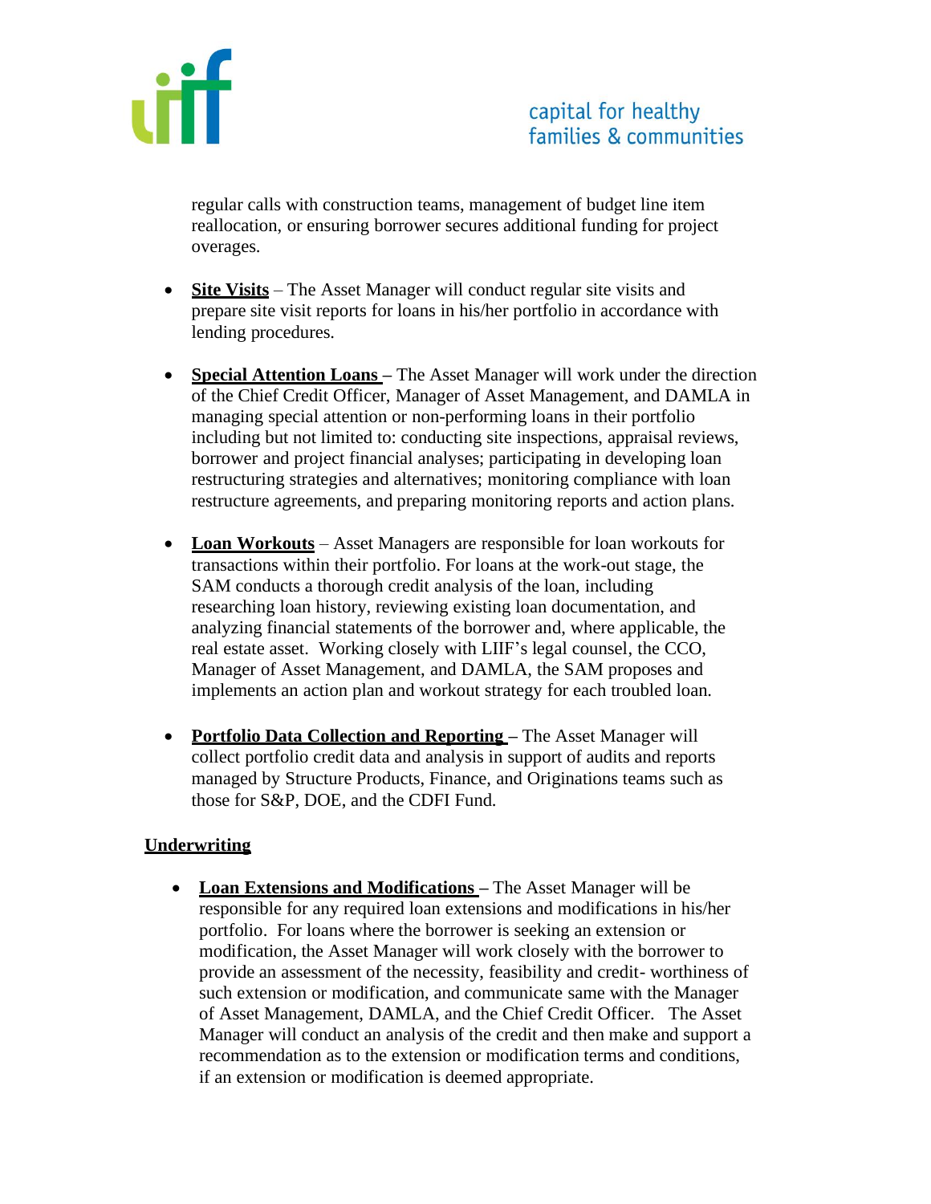regular calls with construction teams, management of budget line item reallocation, or ensuring borrower secures additional funding for project overages.

- **Site Visits** – The Asset Manager will conduct regular site visits and prepare site visit reports for loans in his/her portfolio in accordance with lending procedures.

- **Special Attention Loans** – The Asset Manager will work under the direction of the Chief Credit Officer, Manager of Asset Management, and DAMLA in managing special attention or non-performing loans in their portfolio including but not limited to: conducting site inspections, appraisal reviews, borrower and project financial analyses; participating in developing loan restructuring strategies and alternatives; monitoring compliance with loan restructure agreements, and preparing monitoring reports and action plans.

- **Loan Workouts** – Asset Managers are responsible for loan workouts for transactions within their portfolio. For loans at the work-out stage, the SAM conducts a thorough credit analysis of the loan, including researching loan history, reviewing existing loan documentation, and analyzing financial statements of the borrower and, where applicable, the real estate asset. Working closely with LIIF's legal counsel, the CCO, Manager of Asset Management, and DAMLA, the SAM proposes and implements an action plan and workout strategy for each troubled loan.

- **Portfolio Data Collection and Reporting** – The Asset Manager will collect portfolio credit data and analysis in support of audits and reports managed by Structure Products, Finance, and Originations teams such as those for S&P, DOE, and the CDFI Fund.

## Underwriting

- **Loan Extensions and Modifications** – The Asset Manager will be responsible for any required loan extensions and modifications in his/her portfolio. For loans where the borrower is seeking an extension or modification, the Asset Manager will work closely with the borrower to provide an assessment of the necessity, feasibility and credit- worthiness of such extension or modification, and communicate same with the Manager of Asset Management, DAMLA, and the Chief Credit Officer. The Asset Manager will conduct an analysis of the credit and then make and support a recommendation as to the extension or modification terms and conditions, if an extension or modification is deemed appropriate.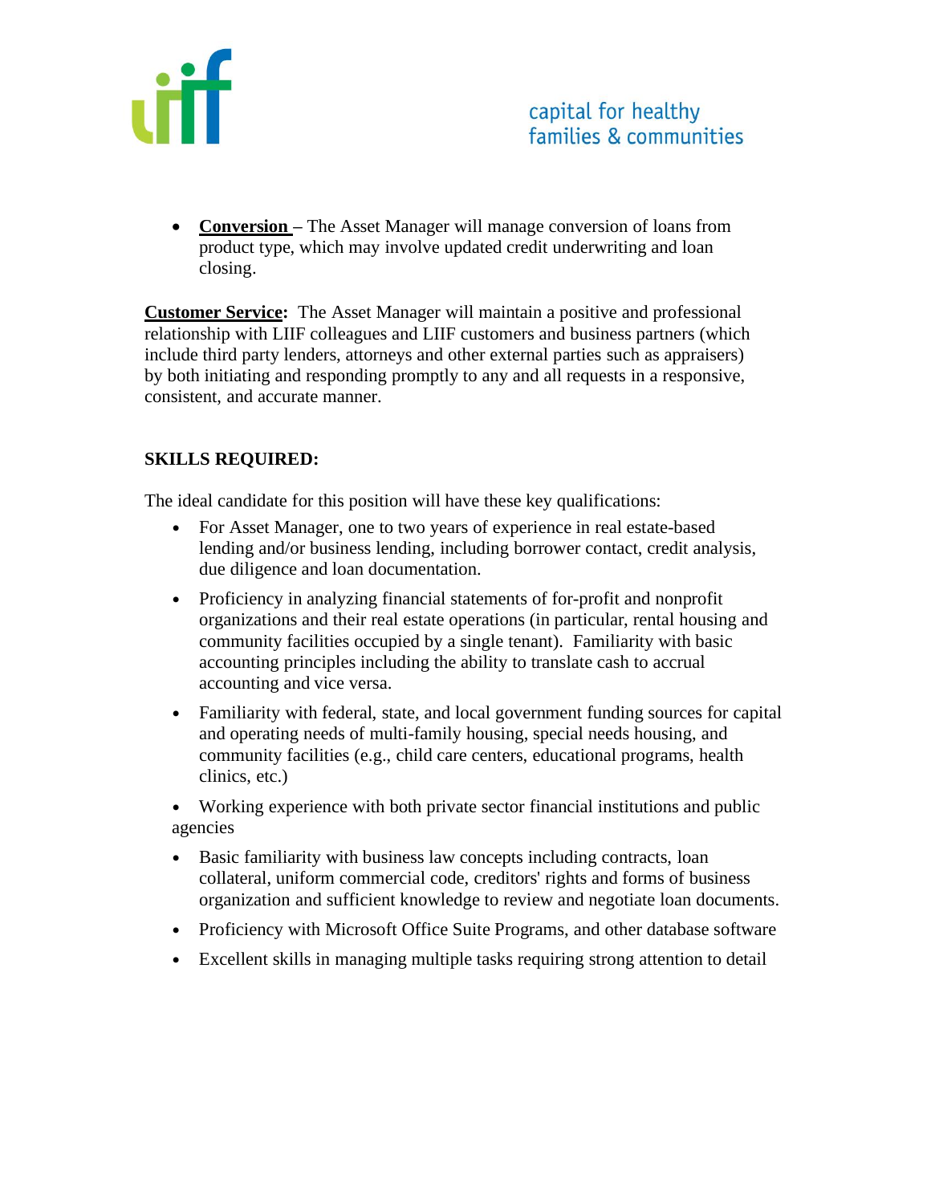- **Conversion –** The Asset Manager will manage conversion of loans from product type, which may involve updated credit underwriting and loan closing.

**Customer Service:** The Asset Manager will maintain a positive and professional relationship with LIIF colleagues and LIIF customers and business partners (which include third party lenders, attorneys and other external parties such as appraisers) by both initiating and responding promptly to any and all requests in a responsive, consistent, and accurate manner.

**SKILLS REQUIRED:**

The ideal candidate for this position will have these key qualifications:

- For Asset Manager, one to two years of experience in real estate-based lending and/or business lending, including borrower contact, credit analysis, due diligence and loan documentation.
- Proficiency in analyzing financial statements of for-profit and nonprofit organizations and their real estate operations (in particular, rental housing and community facilities occupied by a single tenant). Familiarity with basic accounting principles including the ability to translate cash to accrual accounting and vice versa.
- Familiarity with federal, state, and local government funding sources for capital and operating needs of multi-family housing, special needs housing, and community facilities (e.g., child care centers, educational programs, health clinics, etc.)
- Working experience with both private sector financial institutions and public agencies
- Basic familiarity with business law concepts including contracts, loan collateral, uniform commercial code, creditors' rights and forms of business organization and sufficient knowledge to review and negotiate loan documents.
- Proficiency with Microsoft Office Suite Programs, and other database software
- Excellent skills in managing multiple tasks requiring strong attention to detail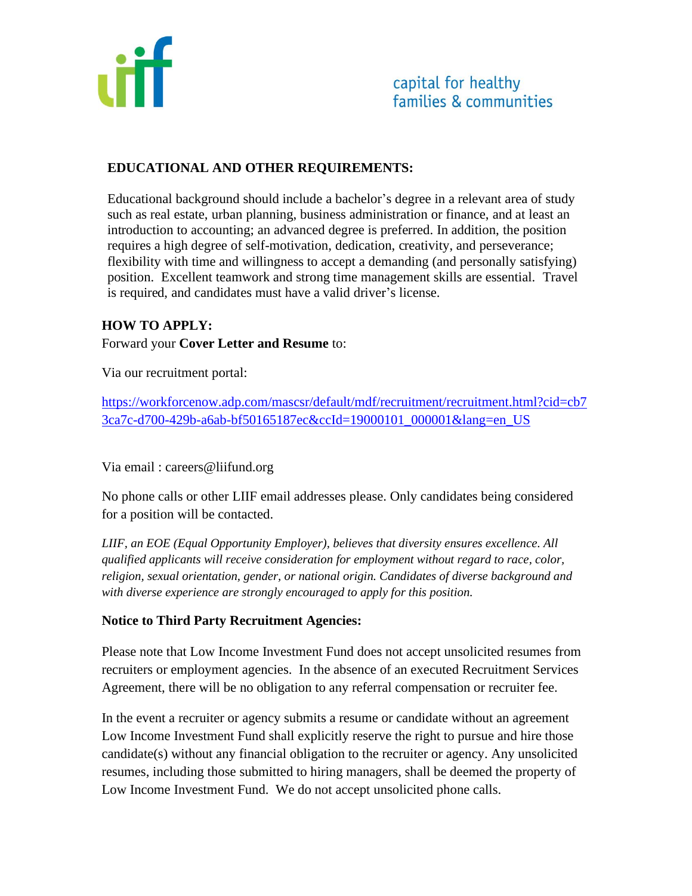## EDUCATIONAL AND OTHER REQUIREMENTS:

Educational background should include a bachelor's degree in a relevant area of study such as real estate, urban planning, business administration or finance, and at least an introduction to accounting; an advanced degree is preferred. In addition, the position requires a high degree of self-motivation, dedication, creativity, and perseverance; flexibility with time and willingness to accept a demanding (and personally satisfying) position. Excellent teamwork and strong time management skills are essential. Travel is required, and candidates must have a valid driver's license.

## HOW TO APPLY:

Forward your **Cover Letter and Resume** to:

Via our recruitment portal:

https://workforcenow.adp.com/mascsr/default/mdf/recruitment/recruitment.html?cid=cb73ca7c-d700-429b-a6ab-bf50165187ec&ccId=19000101_000001&lang=en_US

Via email : careers@liifund.org

No phone calls or other LIIF email addresses please. Only candidates being considered for a position will be contacted.

*LIIF, an EOE (Equal Opportunity Employer), believes that diversity ensures excellence. All qualified applicants will receive consideration for employment without regard to race, color, religion, sexual orientation, gender, or national origin. Candidates of diverse background and with diverse experience are strongly encouraged to apply for this position.*

**Notice to Third Party Recruitment Agencies:**

Please note that Low Income Investment Fund does not accept unsolicited resumes from recruiters or employment agencies. In the absence of an executed Recruitment Services Agreement, there will be no obligation to any referral compensation or recruiter fee.

In the event a recruiter or agency submits a resume or candidate without an agreement Low Income Investment Fund shall explicitly reserve the right to pursue and hire those candidate(s) without any financial obligation to the recruiter or agency. Any unsolicited resumes, including those submitted to hiring managers, shall be deemed the property of Low Income Investment Fund. We do not accept unsolicited phone calls.